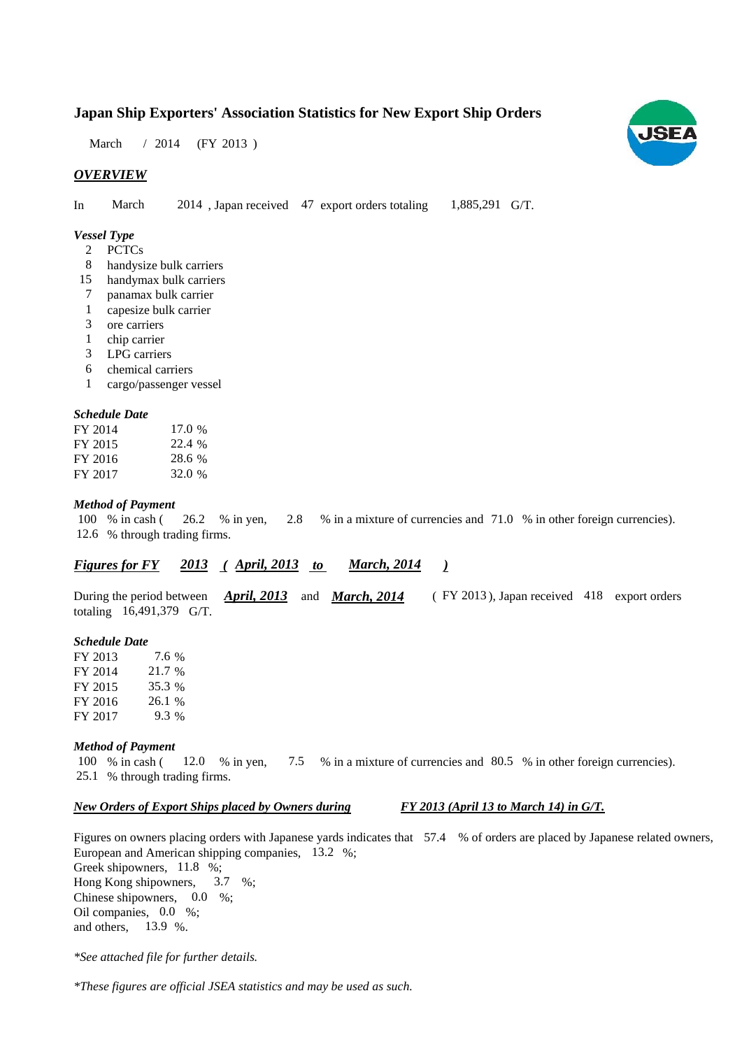# Japan Ship Exporters' Association Statistics for New Export Ship Orders

March / 2014 (FY 2013 )

## *OVERVIEW*

In March 2014 , Japan received 47 export orders totaling 1,885,291 G/T.

### *Vessel Type*

- 2 PCTCs
- 8 handysize bulk carriers
- 15 handymax bulk carriers
- 7 panamax bulk carrier
- 1 capesize bulk carrier
- 3 ore carriers
- 1 chip carrier
- 3 LPG carriers
- 6 chemical carriers
- 1 cargo/passenger vessel

### *Schedule Date*

| | |
|---|---|
| FY 2014 | 17.0 % |
| FY 2015 | 22.4 % |
| FY 2016 | 28.6 % |
| FY 2017 | 32.0 % |

### *Method of Payment*

100 % in cash ( 26.2 % in yen, 2.8 % in a mixture of currencies and 71.0 % in other foreign currencies).
12.6 % through trading firms.

## *Figures for FY 2013 ( April, 2013 to March, 2014 )*

During the period between ***April, 2013*** and ***March, 2014*** ( FY 2013 ), Japan received 418 export orders totaling 16,491,379 G/T.

### *Schedule Date*

| | |
|---|---|
| FY 2013 | 7.6 % |
| FY 2014 | 21.7 % |
| FY 2015 | 35.3 % |
| FY 2016 | 26.1 % |
| FY 2017 | 9.3 % |

### *Method of Payment*

100 % in cash ( 12.0 % in yen, 7.5 % in a mixture of currencies and 80.5 % in other foreign currencies).
25.1 % through trading firms.

### *New Orders of Export Ships placed by Owners during FY 2013 (April 13 to March 14) in G/T.*

Figures on owners placing orders with Japanese yards indicates that 57.4 % of orders are placed by Japanese related owners,
European and American shipping companies, 13.2 %;
Greek shipowners, 11.8 %;
Hong Kong shipowners, 3.7 %;
Chinese shipowners, 0.0 %;
Oil companies, 0.0 %;
and others, 13.9 %.

*\*See attached file for further details.*

*\*These figures are official JSEA statistics and may be used as such.*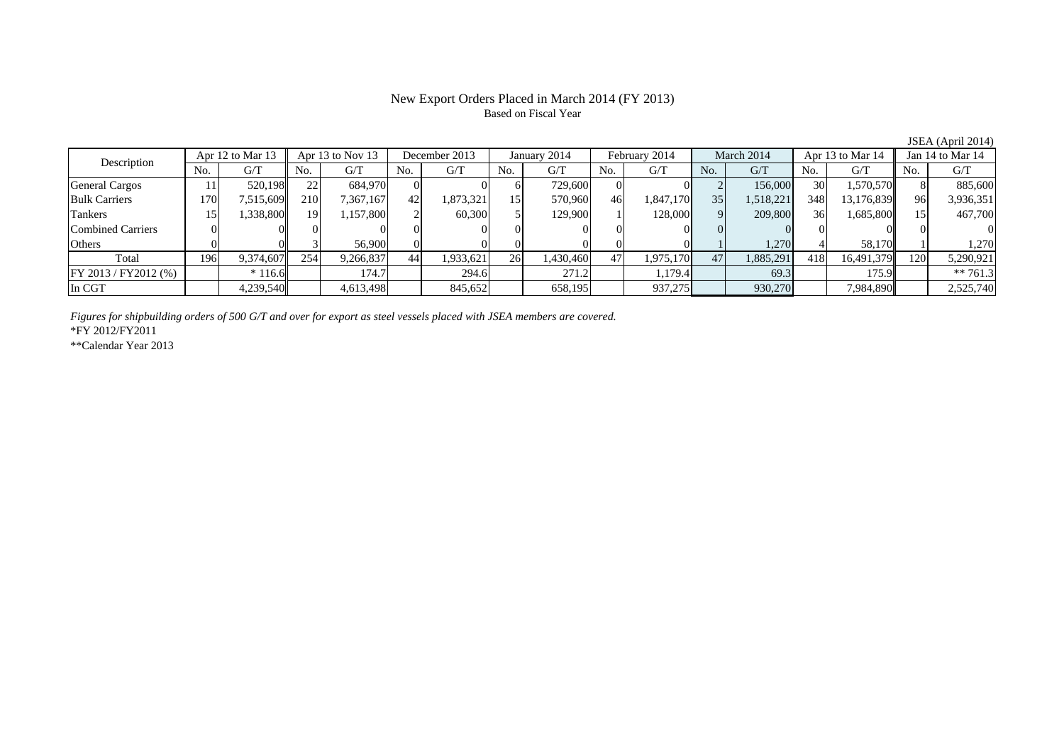# New Export Orders Placed in March 2014 (FY 2013)

Based on Fiscal Year

JSEA (April 2014)

| Description | Apr 12 to Mar 13 | | Apr 13 to Nov 13 | | December 2013 | | January 2014 | | February 2014 | | March 2014 | | Apr 13 to Mar 14 | | Jan 14 to Mar 14 | |
|---|---|---|---|---|---|---|---|---|---|---|---|---|---|---|---|---|
| | No. | G/T | No. | G/T | No. | G/T | No. | G/T | No. | G/T | No. | G/T | No. | G/T | No. | G/T |
| General Cargos | 11 | 520,198 | 22 | 684,970 | 0 | 0 | 6 | 729,600 | 0 | 0 | 2 | 156,000 | 30 | 1,570,570 | 8 | 885,600 |
| Bulk Carriers | 170 | 7,515,609 | 210 | 7,367,167 | 42 | 1,873,321 | 15 | 570,960 | 46 | 1,847,170 | 35 | 1,518,221 | 348 | 13,176,839 | 96 | 3,936,351 |
| Tankers | 15 | 1,338,800 | 19 | 1,157,800 | 2 | 60,300 | 5 | 129,900 | 1 | 128,000 | 9 | 209,800 | 36 | 1,685,800 | 15 | 467,700 |
| Combined Carriers | 0 | 0 | 0 | 0 | 0 | 0 | 0 | 0 | 0 | 0 | 0 | 0 | 0 | 0 | 0 | 0 |
| Others | 0 | 0 | 3 | 56,900 | 0 | 0 | 0 | 0 | 0 | 0 | 1 | 1,270 | 4 | 58,170 | 1 | 1,270 |
| Total | 196 | 9,374,607 | 254 | 9,266,837 | 44 | 1,933,621 | 26 | 1,430,460 | 47 | 1,975,170 | 47 | 1,885,291 | 418 | 16,491,379 | 120 | 5,290,921 |
| FY 2013 / FY2012 (%) | | * 116.6 | | 174.7 | | 294.6 | | 271.2 | | 1,179.4 | | 69.3 | | 175.9 | | ** 761.3 |
| In CGT | | 4,239,540 | | 4,613,498 | | 845,652 | | 658,195 | | 937,275 | | 930,270 | | 7,984,890 | | 2,525,740 |

*Figures for shipbuilding orders of 500 G/T and over for export as steel vessels placed with JSEA members are covered.*

*FY 2012/FY2011

**Calendar Year 2013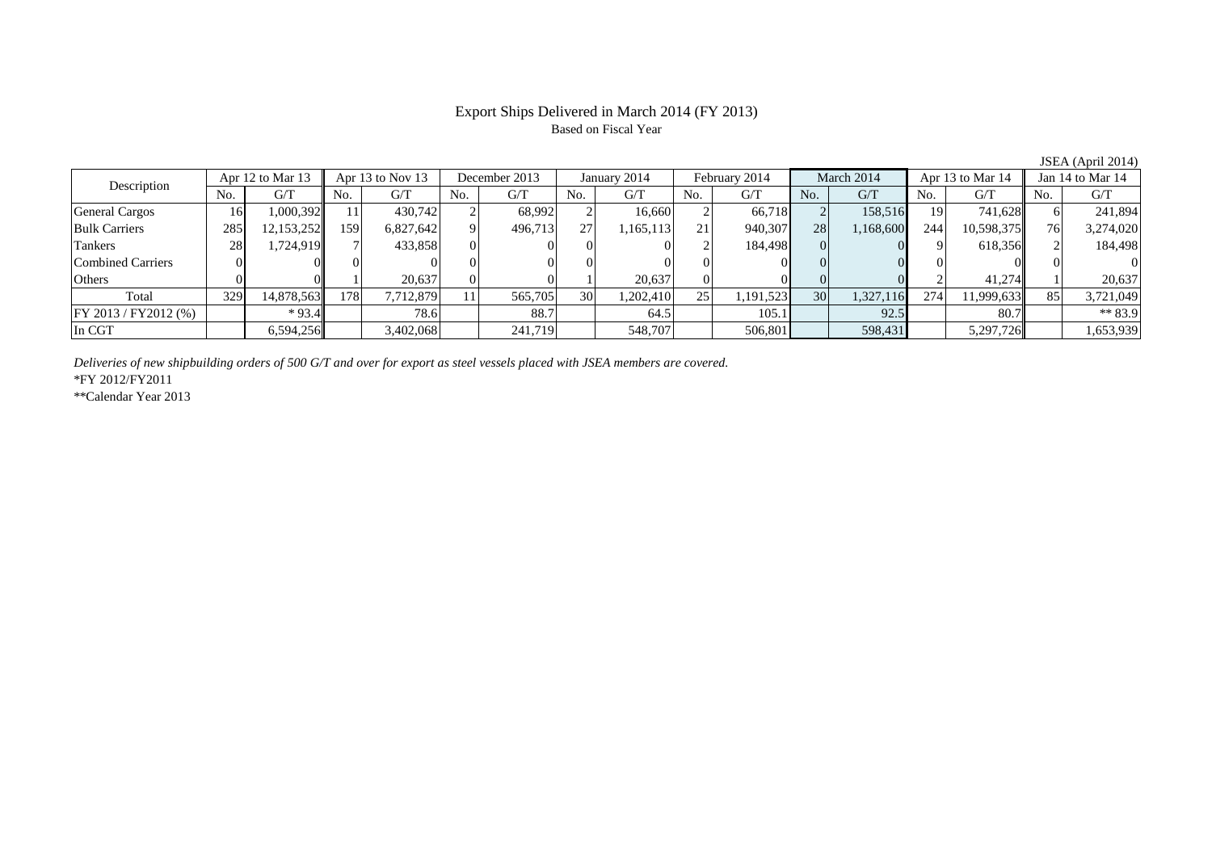# Export Ships Delivered in March 2014 (FY 2013)

Based on Fiscal Year

JSEA (April 2014)

| Description | Apr 12 to Mar 13 | | Apr 13 to Nov 13 | | December 2013 | | January 2014 | | February 2014 | | March 2014 | | Apr 13 to Mar 14 | | Jan 14 to Mar 14 | |
|---|---|---|---|---|---|---|---|---|---|---|---|---|---|---|---|---|
| | No. | G/T | No. | G/T | No. | G/T | No. | G/T | No. | G/T | No. | G/T | No. | G/T | No. | G/T |
| General Cargos | 16 | 1,000,392 | 11 | 430,742 | 2 | 68,992 | 2 | 16,660 | 2 | 66,718 | 2 | 158,516 | 19 | 741,628 | 6 | 241,894 |
| Bulk Carriers | 285 | 12,153,252 | 159 | 6,827,642 | 9 | 496,713 | 27 | 1,165,113 | 21 | 940,307 | 28 | 1,168,600 | 244 | 10,598,375 | 76 | 3,274,020 |
| Tankers | 28 | 1,724,919 | 7 | 433,858 | 0 | 0 | 0 | 0 | 2 | 184,498 | 0 | 0 | 9 | 618,356 | 2 | 184,498 |
| Combined Carriers | 0 | 0 | 0 | 0 | 0 | 0 | 0 | 0 | 0 | 0 | 0 | 0 | 0 | 0 | 0 | 0 |
| Others | 0 | 0 | 1 | 20,637 | 0 | 0 | 1 | 20,637 | 0 | 0 | 0 | 0 | 2 | 41,274 | 1 | 20,637 |
| Total | 329 | 14,878,563 | 178 | 7,712,879 | 11 | 565,705 | 30 | 1,202,410 | 25 | 1,191,523 | 30 | 1,327,116 | 274 | 11,999,633 | 85 | 3,721,049 |
| FY 2013 / FY2012 (%) | | * 93.4 | | 78.6 | | 88.7 | | 64.5 | | 105.1 | | 92.5 | | 80.7 | | ** 83.9 |
| In CGT | | 6,594,256 | | 3,402,068 | | 241,719 | | 548,707 | | 506,801 | | 598,431 | | 5,297,726 | | 1,653,939 |

*Deliveries of new shipbuilding orders of 500 G/T and over for export as steel vessels placed with JSEA members are covered.*

*FY 2012/FY2011

**Calendar Year 2013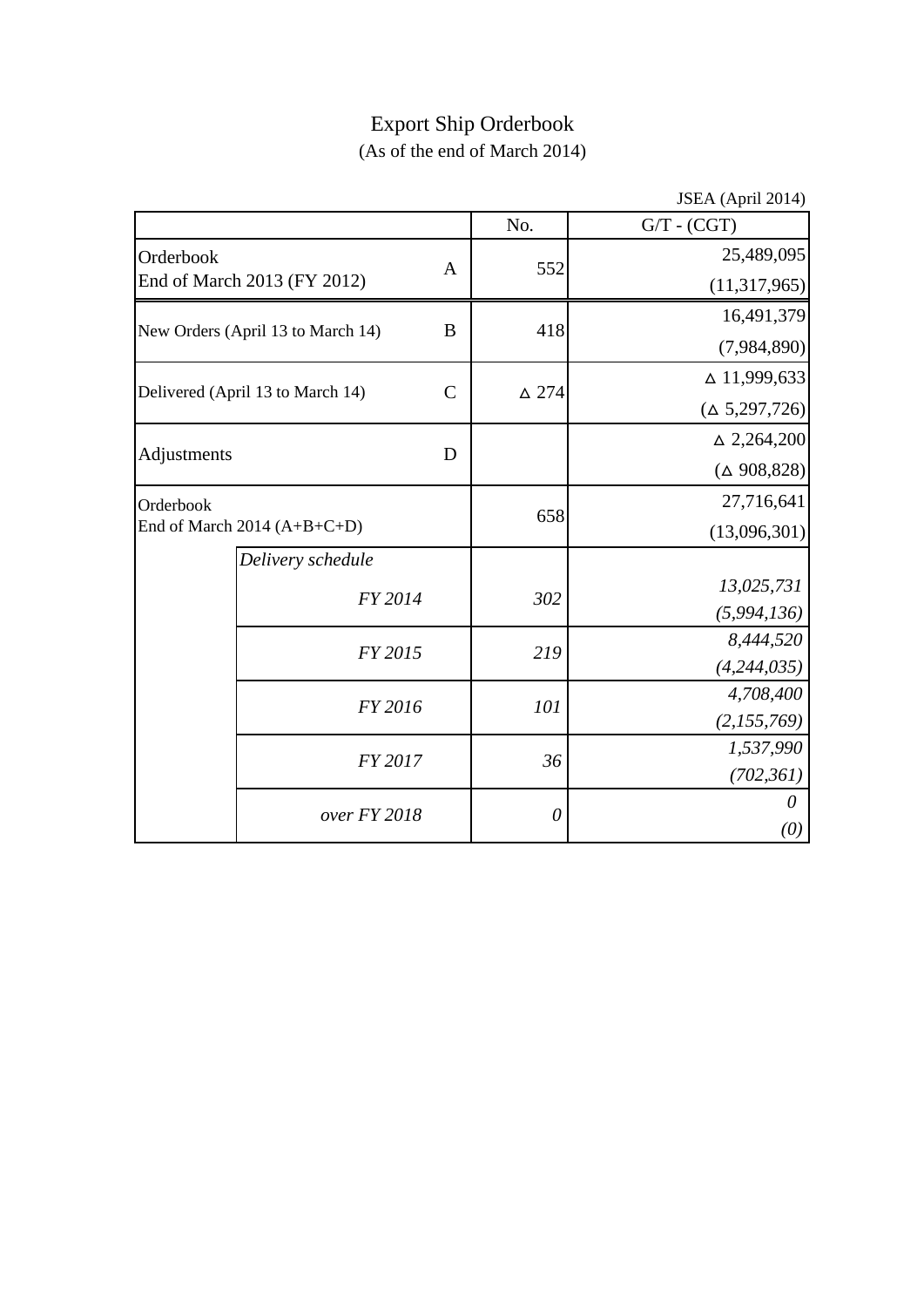# Export Ship Orderbook

(As of the end of March 2014)

JSEA (April 2014)

| | | | No. | G/T - (CGT) |
|---|---|---|---|---|
| Orderbook<br>End of March 2013 (FY 2012) | | A | 552 | 25,489,095<br>(11,317,965) |
| New Orders (April 13 to March 14) | | B | 418 | 16,491,379<br>(7,984,890) |
| Delivered (April 13 to March 14) | | C | △ 274 | △ 11,999,633<br>(△ 5,297,726) |
| Adjustments | | D | | △ 2,264,200<br>(△ 908,828) |
| Orderbook<br>End of March 2014 (A+B+C+D) | | | 658 | 27,716,641<br>(13,096,301) |
| | *Delivery schedule* | | | |
| | *FY 2014* | | *302* | *13,025,731*<br>*(5,994,136)* |
| | *FY 2015* | | *219* | *8,444,520*<br>*(4,244,035)* |
| | *FY 2016* | | *101* | *4,708,400*<br>*(2,155,769)* |
| | *FY 2017* | | *36* | *1,537,990*<br>*(702,361)* |
| | *over FY 2018* | | *0* | *0*<br>*(0)* |